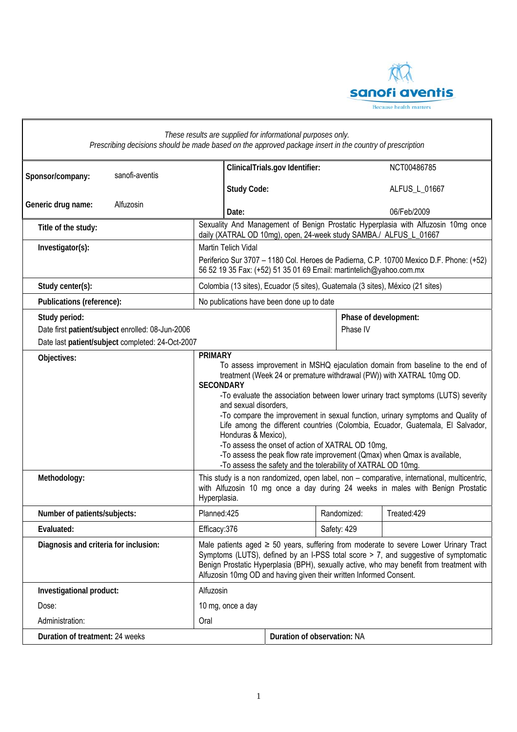*These results are supplied for informational purposes only.*
*Prescribing decisions should be made based on the approved package insert in the country of prescription*

| | | | |
|---|---|---|---|
| **Sponsor/company:** | sanofi-aventis | **ClinicalTrials.gov Identifier:** | NCT00486785 |
| | | **Study Code:** | ALFUS_L_01667 |
| **Generic drug name:** | Alfuzosin | **Date:** | 06/Feb/2009 |

| | |
|---|---|
| **Title of the study:** | Sexuality And Management of Benign Prostatic Hyperplasia with Alfuzosin 10mg once daily (XATRAL OD 10mg), open, 24-week study SAMBA./ ALFUS_L_01667 |
| **Investigator(s):** | Martin Telich Vidal<br>Periferico Sur 3707 – 1180 Col. Heroes de Padierna, C.P. 10700 Mexico D.F. Phone: (+52) 56 52 19 35 Fax: (+52) 51 35 01 69 Email: martintelich@yahoo.com.mx |
| **Study center(s):** | Colombia (13 sites), Ecuador (5 sites), Guatemala (3 sites), México (21 sites) |
| **Publications (reference):** | No publications have been done up to date |

| | |
|---|---|
| **Study period:**<br>Date first **patient/subject** enrolled: 08-Jun-2006<br>Date last **patient/subject** completed: 24-Oct-2007 | **Phase of development:**<br>Phase IV |

| | |
|---|---|
| **Objectives:** | **PRIMARY**<br>To assess improvement in MSHQ ejaculation domain from baseline to the end of treatment (Week 24 or premature withdrawal (PW)) with XATRAL 10mg OD.<br>**SECONDARY**<br>-To evaluate the association between lower urinary tract symptoms (LUTS) severity and sexual disorders,<br>-To compare the improvement in sexual function, urinary symptoms and Quality of Life among the different countries (Colombia, Ecuador, Guatemala, El Salvador, Honduras & Mexico),<br>-To assess the onset of action of XATRAL OD 10mg,<br>-To assess the peak flow rate improvement (Qmax) when Qmax is available,<br>-To assess the safety and the tolerability of XATRAL OD 10mg. |
| **Methodology:** | This study is a non randomized, open label, non – comparative, international, multicentric, with Alfuzosin 10 mg once a day during 24 weeks in males with Benign Prostatic Hyperplasia. |

| | | | |
|---|---|---|---|
| **Number of patients/subjects:** | Planned:425 | Randomized: | Treated:429 |
| **Evaluated:** | Efficacy:376 | Safety: 429 | |

| | |
|---|---|
| **Diagnosis and criteria for inclusion:** | Male patients aged ≥ 50 years, suffering from moderate to severe Lower Urinary Tract Symptoms (LUTS), defined by an I-PSS total score > 7, and suggestive of symptomatic Benign Prostatic Hyperplasia (BPH), sexually active, who may benefit from treatment with Alfuzosin 10mg OD and having given their written Informed Consent. |
| **Investigational product:** | Alfuzosin |
| Dose: | 10 mg, once a day |
| Administration: | Oral |

| | |
|---|---|
| **Duration of treatment:** 24 weeks | **Duration of observation:** NA |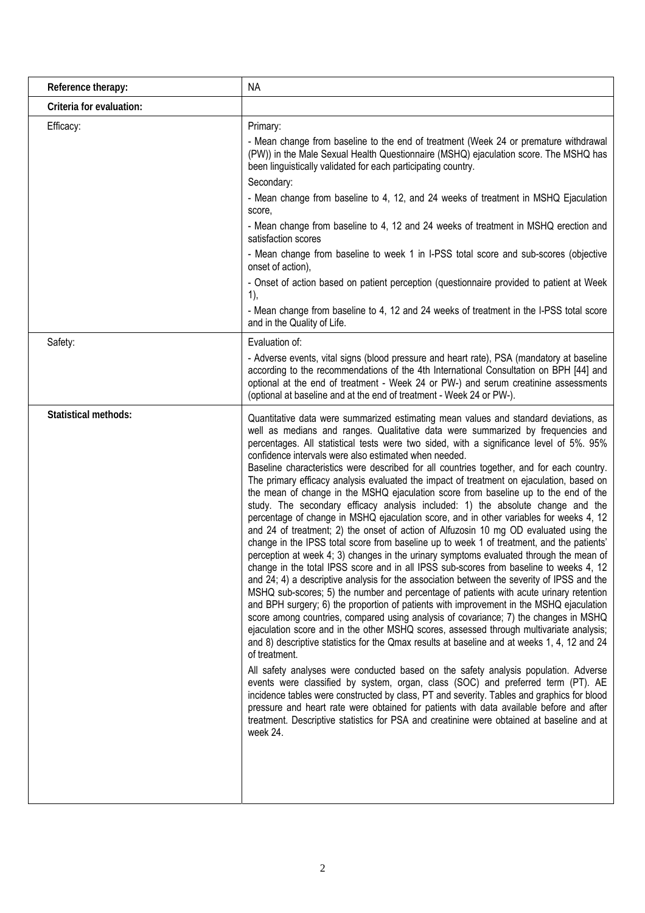| Reference therapy: | NA |
|---|---|
| **Criteria for evaluation:** | |
| Efficacy: | Primary:<br>- Mean change from baseline to the end of treatment (Week 24 or premature withdrawal (PW)) in the Male Sexual Health Questionnaire (MSHQ) ejaculation score. The MSHQ has been linguistically validated for each participating country.<br>Secondary:<br>- Mean change from baseline to 4, 12, and 24 weeks of treatment in MSHQ Ejaculation score,<br>- Mean change from baseline to 4, 12 and 24 weeks of treatment in MSHQ erection and satisfaction scores<br>- Mean change from baseline to week 1 in I-PSS total score and sub-scores (objective onset of action),<br>- Onset of action based on patient perception (questionnaire provided to patient at Week 1),<br>- Mean change from baseline to 4, 12 and 24 weeks of treatment in the I-PSS total score and in the Quality of Life. |
| Safety: | Evaluation of:<br>- Adverse events, vital signs (blood pressure and heart rate), PSA (mandatory at baseline according to the recommendations of the 4th International Consultation on BPH [44] and optional at the end of treatment - Week 24 or PW-) and serum creatinine assessments (optional at baseline and at the end of treatment - Week 24 or PW-). |
| **Statistical methods:** | Quantitative data were summarized estimating mean values and standard deviations, as well as medians and ranges. Qualitative data were summarized by frequencies and percentages. All statistical tests were two sided, with a significance level of 5%. 95% confidence intervals were also estimated when needed.<br>Baseline characteristics were described for all countries together, and for each country. The primary efficacy analysis evaluated the impact of treatment on ejaculation, based on the mean of change in the MSHQ ejaculation score from baseline up to the end of the study. The secondary efficacy analysis included: 1) the absolute change and the percentage of change in MSHQ ejaculation score, and in other variables for weeks 4, 12 and 24 of treatment; 2) the onset of action of Alfuzosin 10 mg OD evaluated using the change in the IPSS total score from baseline up to week 1 of treatment, and the patients' perception at week 4; 3) changes in the urinary symptoms evaluated through the mean of change in the total IPSS score and in all IPSS sub-scores from baseline to weeks 4, 12 and 24; 4) a descriptive analysis for the association between the severity of IPSS and the MSHQ sub-scores; 5) the number and percentage of patients with acute urinary retention and BPH surgery; 6) the proportion of patients with improvement in the MSHQ ejaculation score among countries, compared using analysis of covariance; 7) the changes in MSHQ ejaculation score and in the other MSHQ scores, assessed through multivariate analysis; and 8) descriptive statistics for the Qmax results at baseline and at weeks 1, 4, 12 and 24 of treatment.<br>All safety analyses were conducted based on the safety analysis population. Adverse events were classified by system, organ, class (SOC) and preferred term (PT). AE incidence tables were constructed by class, PT and severity. Tables and graphics for blood pressure and heart rate were obtained for patients with data available before and after treatment. Descriptive statistics for PSA and creatinine were obtained at baseline and at week 24. |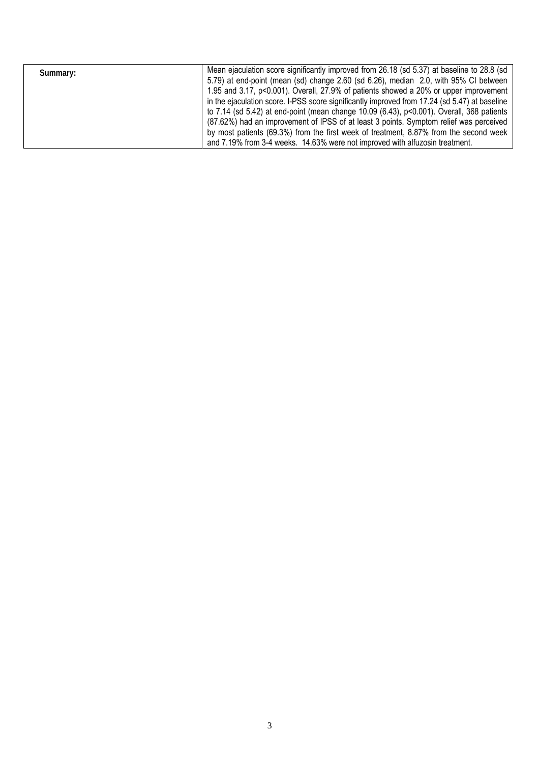| Summary: | Mean ejaculation score significantly improved from 26.18 (sd 5.37) at baseline to 28.8 (sd 5.79) at end-point (mean (sd) change 2.60 (sd 6.26), median 2.0, with 95% CI between 1.95 and 3.17, $p<0.001$). Overall, 27.9% of patients showed a 20% or upper improvement in the ejaculation score. I-PSS score significantly improved from 17.24 (sd 5.47) at baseline to 7.14 (sd 5.42) at end-point (mean change 10.09 (6.43), $p<0.001$). Overall, 368 patients (87.62%) had an improvement of IPSS of at least 3 points. Symptom relief was perceived by most patients (69.3%) from the first week of treatment, 8.87% from the second week and 7.19% from 3-4 weeks. 14.63% were not improved with alfuzosin treatment. |
|---|---|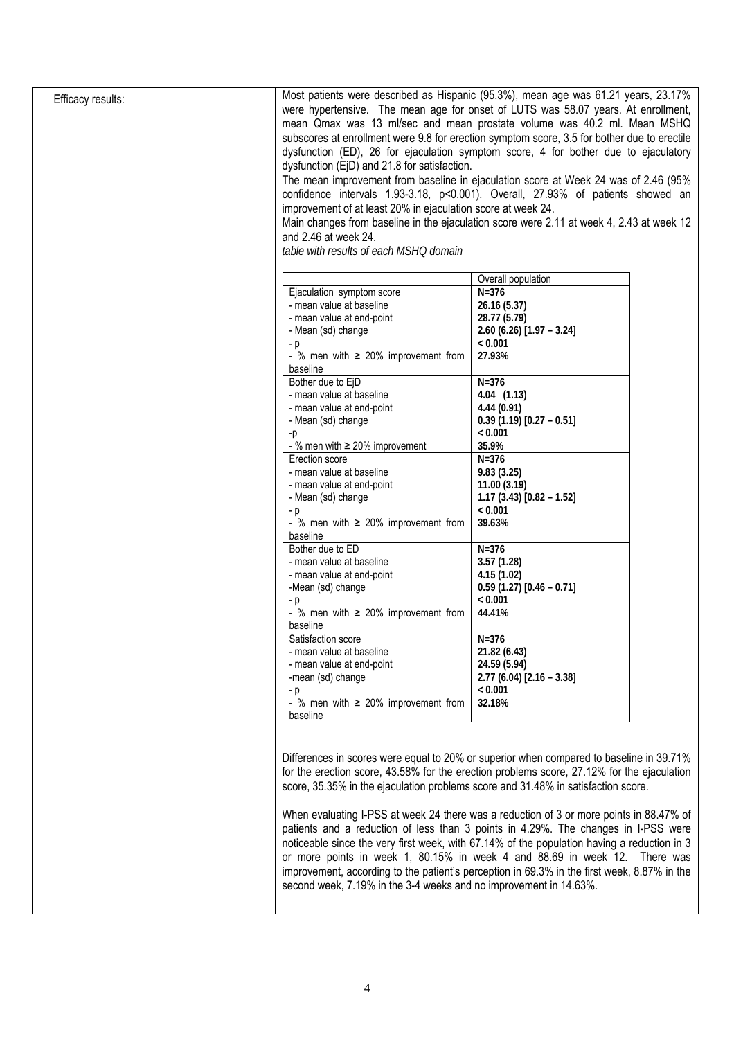| Efficacy results: | Most patients were described as Hispanic (95.3%), mean age was 61.21 years, 23.17% were hypertensive. The mean age for onset of LUTS was 58.07 years. At enrollment, mean Qmax was 13 ml/sec and mean prostate volume was 40.2 ml. Mean MSHQ subscores at enrollment were 9.8 for erection symptom score, 3.5 for bother due to erectile dysfunction (ED), 26 for ejaculation symptom score, 4 for bother due to ejaculatory dysfunction (EjD) and 21.8 for satisfaction. The mean improvement from baseline in ejaculation score at Week 24 was of 2.46 (95% confidence intervals 1.93-3.18, p<0.001). Overall, 27.93% of patients showed an improvement of at least 20% in ejaculation score at week 24. Main changes from baseline in the ejaculation score were 2.11 at week 4, 2.43 at week 12 and 2.46 at week 24. *table with results of each MSHQ domain* |
|---|---|

| | Overall population |
|---|---|
| Ejaculation symptom score | **N=376** |
| - mean value at baseline | **26.16 (5.37)** |
| - mean value at end-point | **28.77 (5.79)** |
| - Mean (sd) change | **2.60 (6.26) [1.97 – 3.24]** |
| - p | **< 0.001** |
| - % men with ≥ 20% improvement from baseline | **27.93%** |
| Bother due to EjD | **N=376** |
| - mean value at baseline | **4.04 (1.13)** |
| - mean value at end-point | **4.44 (0.91)** |
| - Mean (sd) change | **0.39 (1.19) [0.27 – 0.51]** |
| -p | **< 0.001** |
| - % men with ≥ 20% improvement | **35.9%** |
| Erection score | **N=376** |
| - mean value at baseline | **9.83 (3.25)** |
| - mean value at end-point | **11.00 (3.19)** |
| - Mean (sd) change | **1.17 (3.43) [0.82 – 1.52]** |
| - p | **< 0.001** |
| - % men with ≥ 20% improvement from baseline | **39.63%** |
| Bother due to ED | **N=376** |
| - mean value at baseline | **3.57 (1.28)** |
| - mean value at end-point | **4.15 (1.02)** |
| -Mean (sd) change | **0.59 (1.27) [0.46 – 0.71]** |
| - p | **< 0.001** |
| - % men with ≥ 20% improvement from baseline | **44.41%** |
| Satisfaction score | **N=376** |
| - mean value at baseline | **21.82 (6.43)** |
| - mean value at end-point | **24.59 (5.94)** |
| -mean (sd) change | **2.77 (6.04) [2.16 – 3.38]** |
| - p | **< 0.001** |
| - % men with ≥ 20% improvement from baseline | **32.18%** |

Differences in scores were equal to 20% or superior when compared to baseline in 39.71% for the erection score, 43.58% for the erection problems score, 27.12% for the ejaculation score, 35.35% in the ejaculation problems score and 31.48% in satisfaction score.

When evaluating I-PSS at week 24 there was a reduction of 3 or more points in 88.47% of patients and a reduction of less than 3 points in 4.29%. The changes in I-PSS were noticeable since the very first week, with 67.14% of the population having a reduction in 3 or more points in week 1, 80.15% in week 4 and 88.69 in week 12. There was improvement, according to the patient's perception in 69.3% in the first week, 8.87% in the second week, 7.19% in the 3-4 weeks and no improvement in 14.63%.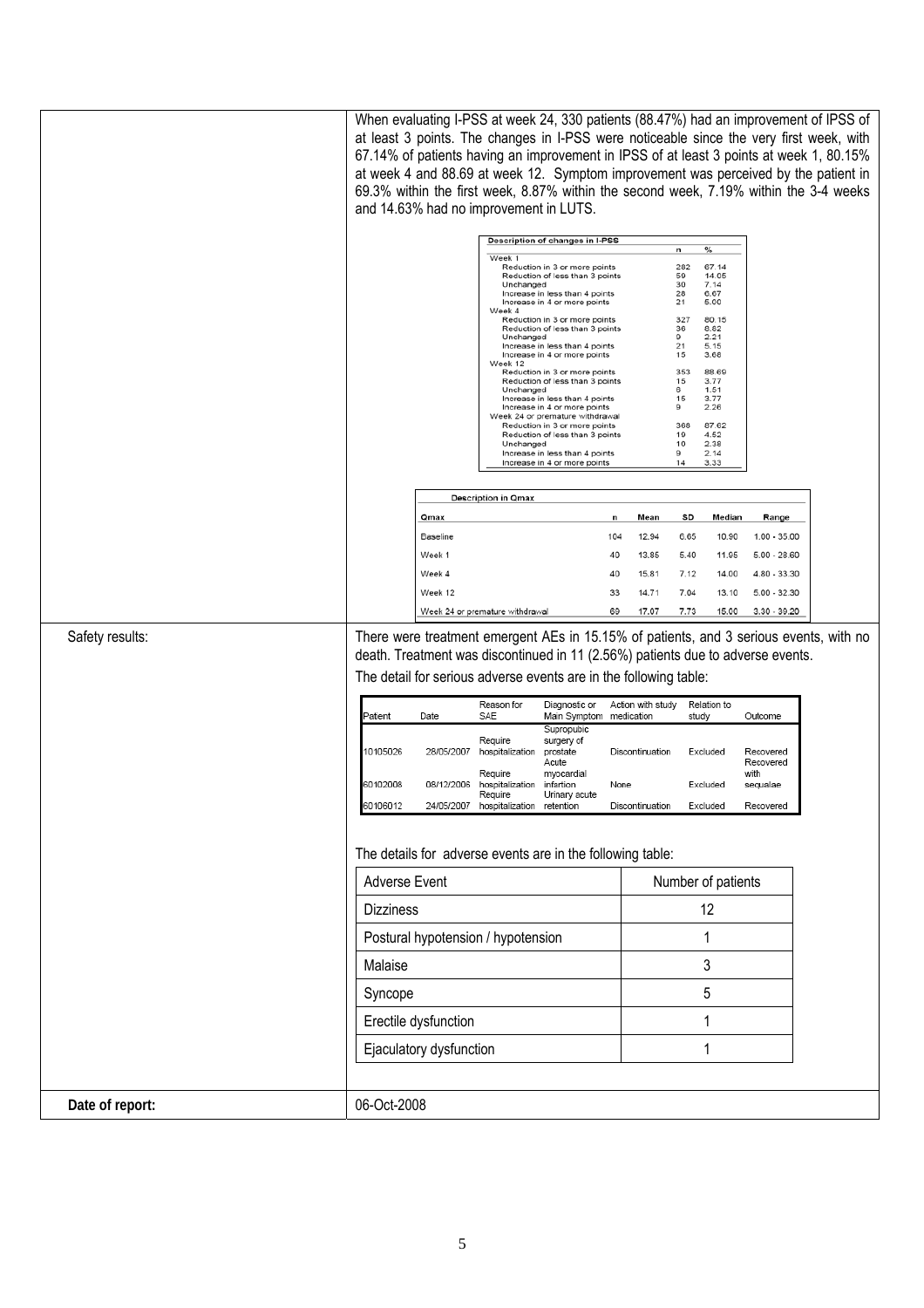When evaluating I-PSS at week 24, 330 patients (88.47%) had an improvement of IPSS of at least 3 points. The changes in I-PSS were noticeable since the very first week, with 67.14% of patients having an improvement in IPSS of at least 3 points at week 1, 80.15% at week 4 and 88.69 at week 12. Symptom improvement was perceived by the patient in 69.3% within the first week, 8.87% within the second week, 7.19% within the 3-4 weeks and 14.63% had no improvement in LUTS.

**Description of changes in I-PSS**

| | n | % |
|---|---|---|
| Week 1 | | |
| Reduction in 3 or more points | 282 | 67.14 |
| Reduction of less than 3 points | 59 | 14.05 |
| Unchanged | 30 | 7.14 |
| Increase in less than 4 points | 28 | 6.67 |
| Increase in 4 or more points | 21 | 5.00 |
| Week 4 | | |
| Reduction in 3 or more points | 327 | 80.15 |
| Reduction of less than 3 points | 36 | 8.82 |
| Unchanged | 9 | 2.21 |
| Increase in less than 4 points | 21 | 5.15 |
| Increase in 4 or more points | 15 | 3.68 |
| Week 12 | | |
| Reduction in 3 or more points | 353 | 88.69 |
| Reduction of less than 3 points | 15 | 3.77 |
| Unchanged | 6 | 1.51 |
| Increase in less than 4 points | 15 | 3.77 |
| Increase in 4 or more points | 9 | 2.26 |
| Week 24 or premature withdrawal | | |
| Reduction in 3 or more points | 368 | 87.62 |
| Reduction of less than 3 points | 19 | 4.52 |
| Unchanged | 10 | 2.38 |
| Increase in less than 4 points | 9 | 2.14 |
| Increase in 4 or more points | 14 | 3.33 |

**Description in Qmax**

| Qmax | n | Mean | SD | Median | Range |
|---|---|---|---|---|---|
| Baseline | 104 | 12.94 | 6.65 | 10.90 | 1.00 - 35.00 |
| Week 1 | 40 | 13.85 | 5.40 | 11.95 | 5.00 - 28.60 |
| Week 4 | 40 | 15.81 | 7.12 | 14.00 | 4.80 - 33.30 |
| Week 12 | 33 | 14.71 | 7.04 | 13.10 | 5.00 - 32.30 |
| Week 24 or premature withdrawal | 69 | 17.07 | 7.73 | 15.00 | 3.30 - 39.20 |

**Safety results:**

There were treatment emergent AEs in 15.15% of patients, and 3 serious events, with no death. Treatment was discontinued in 11 (2.56%) patients due to adverse events.

The detail for serious adverse events are in the following table:

| Patient | Date | Reason for SAE | Diagnostic or Main Symptom | Action with study medication | Relation to study | Outcome |
|---|---|---|---|---|---|---|
| 10105026 | 28/05/2007 | Require hospitalization | Supropubic surgery of prostate | Discontinuation | Excluded | Recovered |
| 60102008 | 08/12/2006 | Require hospitalization | Acute myocardial infartion | None | Excluded | Recovered with sequalae |
| 60106012 | 24/05/2007 | Require hospitalization | Urinary acute retention | Discontinuation | Excluded | Recovered |

The details for adverse events are in the following table:

| Adverse Event | Number of patients |
|---|---|
| Dizziness | 12 |
| Postural hypotension / hypotension | 1 |
| Malaise | 3 |
| Syncope | 5 |
| Erectile dysfunction | 1 |
| Ejaculatory dysfunction | 1 |

**Date of report:** 06-Oct-2008